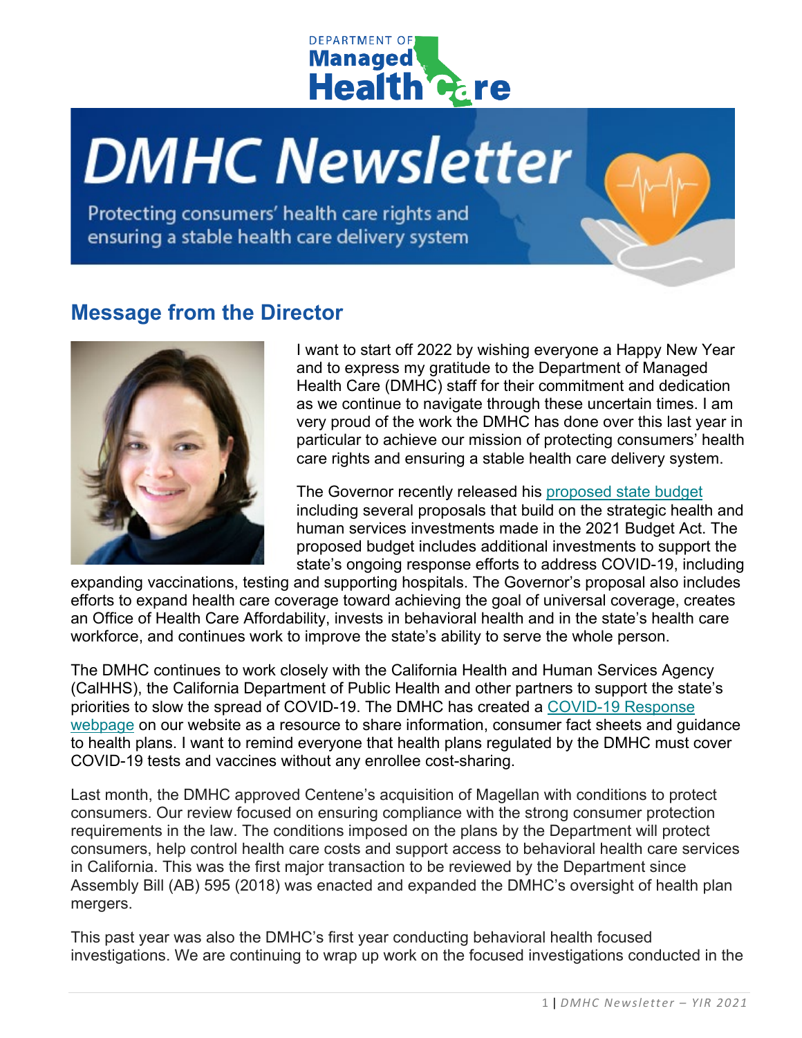# DMHC Newsletter

Protecting consumers' health care rights and ensuring a stable health care delivery system

## Message from the Director

I want to start off 2022 by wishing everyone a Happy New Year and to express my gratitude to the Department of Managed Health Care (DMHC) staff for their commitment and dedication as we continue to navigate through these uncertain times. I am very proud of the work the DMHC has done over this last year in particular to achieve our mission of protecting consumers' health care rights and ensuring a stable health care delivery system.

The Governor recently released his [proposed state budget] including several proposals that build on the strategic health and human services investments made in the 2021 Budget Act. The proposed budget includes additional investments to support the state's ongoing response efforts to address COVID-19, including expanding vaccinations, testing and supporting hospitals. The Governor's proposal also includes efforts to expand health care coverage toward achieving the goal of universal coverage, creates an Office of Health Care Affordability, invests in behavioral health and in the state's health care workforce, and continues work to improve the state's ability to serve the whole person.

The DMHC continues to work closely with the California Health and Human Services Agency (CalHHS), the California Department of Public Health and other partners to support the state's priorities to slow the spread of COVID-19. The DMHC has created a [COVID-19 Response webpage] on our website as a resource to share information, consumer fact sheets and guidance to health plans. I want to remind everyone that health plans regulated by the DMHC must cover COVID-19 tests and vaccines without any enrollee cost-sharing.

Last month, the DMHC approved Centene's acquisition of Magellan with conditions to protect consumers. Our review focused on ensuring compliance with the strong consumer protection requirements in the law. The conditions imposed on the plans by the Department will protect consumers, help control health care costs and support access to behavioral health care services in California. This was the first major transaction to be reviewed by the Department since Assembly Bill (AB) 595 (2018) was enacted and expanded the DMHC's oversight of health plan mergers.

This past year was also the DMHC's first year conducting behavioral health focused investigations. We are continuing to wrap up work on the focused investigations conducted in the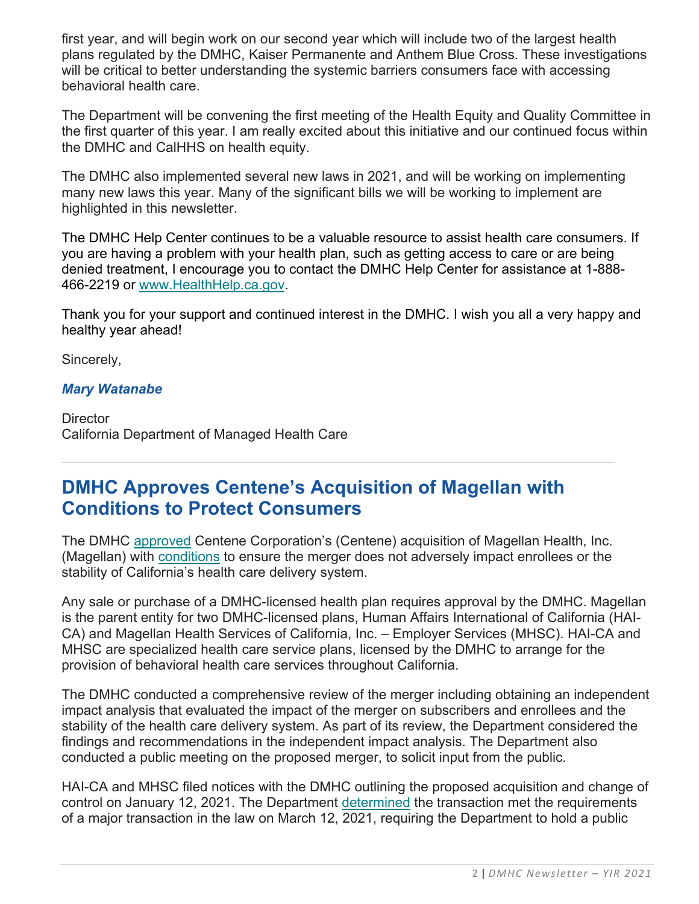first year, and will begin work on our second year which will include two of the largest health plans regulated by the DMHC, Kaiser Permanente and Anthem Blue Cross. These investigations will be critical to better understanding the systemic barriers consumers face with accessing behavioral health care.

The Department will be convening the first meeting of the Health Equity and Quality Committee in the first quarter of this year. I am really excited about this initiative and our continued focus within the DMHC and CalHHS on health equity.

The DMHC also implemented several new laws in 2021, and will be working on implementing many new laws this year. Many of the significant bills we will be working to implement are highlighted in this newsletter.

The DMHC Help Center continues to be a valuable resource to assist health care consumers. If you are having a problem with your health plan, such as getting access to care or are being denied treatment, I encourage you to contact the DMHC Help Center for assistance at 1-888-466-2219 or [www.HealthHelp.ca.gov](www.HealthHelp.ca.gov).

Thank you for your support and continued interest in the DMHC. I wish you all a very happy and healthy year ahead!

Sincerely,

***Mary Watanabe***

Director
California Department of Managed Health Care

---

## DMHC Approves Centene's Acquisition of Magellan with Conditions to Protect Consumers

The DMHC approved Centene Corporation's (Centene) acquisition of Magellan Health, Inc. (Magellan) with conditions to ensure the merger does not adversely impact enrollees or the stability of California's health care delivery system.

Any sale or purchase of a DMHC-licensed health plan requires approval by the DMHC. Magellan is the parent entity for two DMHC-licensed plans, Human Affairs International of California (HAI-CA) and Magellan Health Services of California, Inc. – Employer Services (MHSC). HAI-CA and MHSC are specialized health care service plans, licensed by the DMHC to arrange for the provision of behavioral health care services throughout California.

The DMHC conducted a comprehensive review of the merger including obtaining an independent impact analysis that evaluated the impact of the merger on subscribers and enrollees and the stability of the health care delivery system. As part of its review, the Department considered the findings and recommendations in the independent impact analysis. The Department also conducted a public meeting on the proposed merger, to solicit input from the public.

HAI-CA and MHSC filed notices with the DMHC outlining the proposed acquisition and change of control on January 12, 2021. The Department determined the transaction met the requirements of a major transaction in the law on March 12, 2021, requiring the Department to hold a public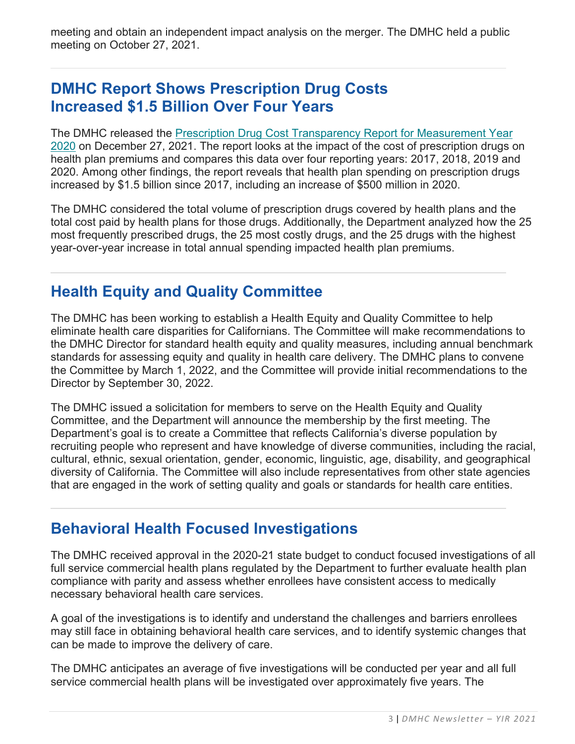meeting and obtain an independent impact analysis on the merger. The DMHC held a public meeting on October 27, 2021.

## DMHC Report Shows Prescription Drug Costs Increased $1.5 Billion Over Four Years

The DMHC released the [Prescription Drug Cost Transparency Report for Measurement Year 2020]() on December 27, 2021. The report looks at the impact of the cost of prescription drugs on health plan premiums and compares this data over four reporting years: 2017, 2018, 2019 and 2020. Among other findings, the report reveals that health plan spending on prescription drugs increased by $1.5 billion since 2017, including an increase of $500 million in 2020.

The DMHC considered the total volume of prescription drugs covered by health plans and the total cost paid by health plans for those drugs. Additionally, the Department analyzed how the 25 most frequently prescribed drugs, the 25 most costly drugs, and the 25 drugs with the highest year-over-year increase in total annual spending impacted health plan premiums.

## Health Equity and Quality Committee

The DMHC has been working to establish a Health Equity and Quality Committee to help eliminate health care disparities for Californians. The Committee will make recommendations to the DMHC Director for standard health equity and quality measures, including annual benchmark standards for assessing equity and quality in health care delivery. The DMHC plans to convene the Committee by March 1, 2022, and the Committee will provide initial recommendations to the Director by September 30, 2022.

The DMHC issued a solicitation for members to serve on the Health Equity and Quality Committee, and the Department will announce the membership by the first meeting. The Department's goal is to create a Committee that reflects California's diverse population by recruiting people who represent and have knowledge of diverse communities, including the racial, cultural, ethnic, sexual orientation, gender, economic, linguistic, age, disability, and geographical diversity of California. The Committee will also include representatives from other state agencies that are engaged in the work of setting quality and goals or standards for health care entities.

## Behavioral Health Focused Investigations

The DMHC received approval in the 2020-21 state budget to conduct focused investigations of all full service commercial health plans regulated by the Department to further evaluate health plan compliance with parity and assess whether enrollees have consistent access to medically necessary behavioral health care services.

A goal of the investigations is to identify and understand the challenges and barriers enrollees may still face in obtaining behavioral health care services, and to identify systemic changes that can be made to improve the delivery of care.

The DMHC anticipates an average of five investigations will be conducted per year and all full service commercial health plans will be investigated over approximately five years. The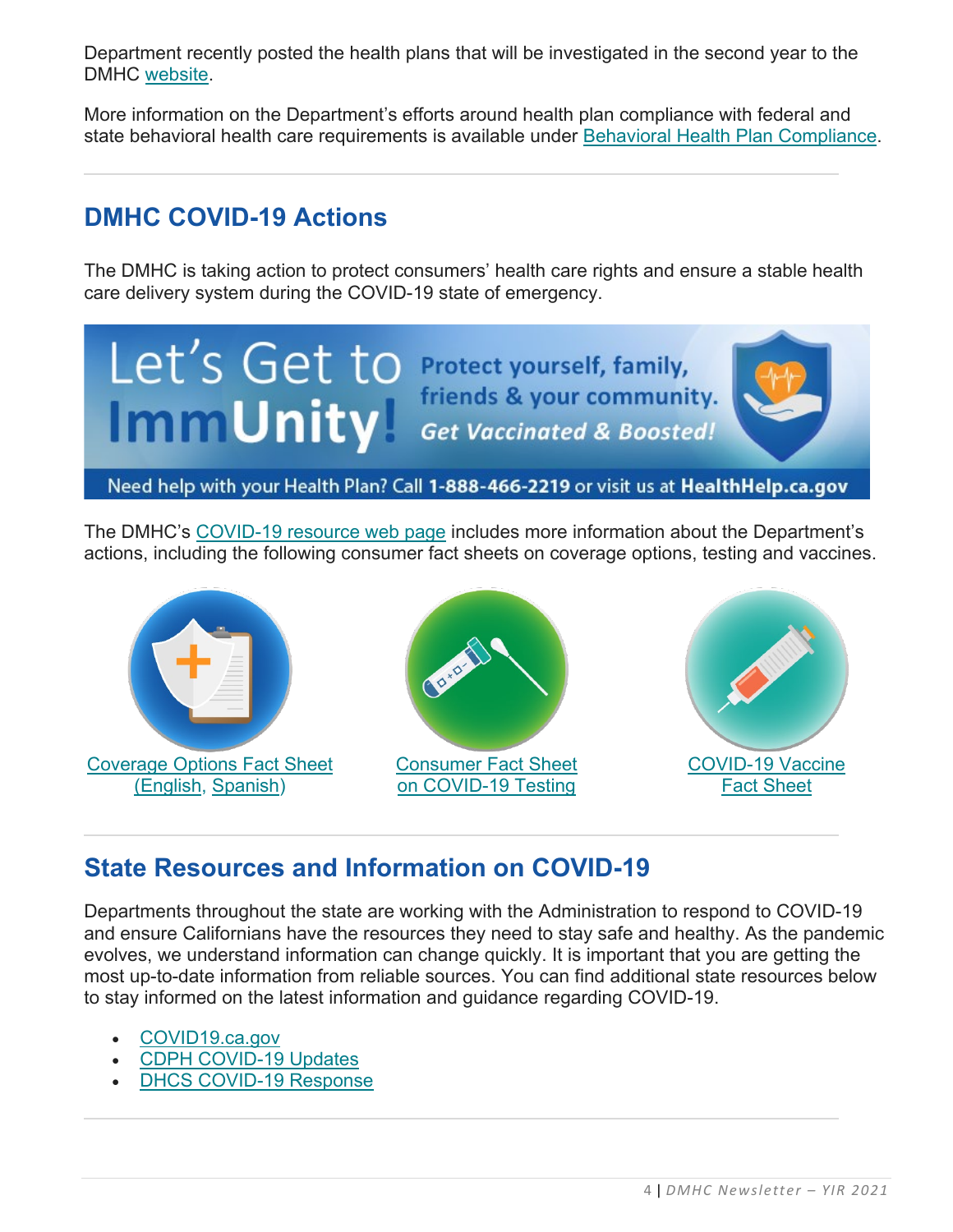Department recently posted the health plans that will be investigated in the second year to the DMHC website.

More information on the Department's efforts around health plan compliance with federal and state behavioral health care requirements is available under Behavioral Health Plan Compliance.

## DMHC COVID-19 Actions

The DMHC is taking action to protect consumers' health care rights and ensure a stable health care delivery system during the COVID-19 state of emergency.

Let's Get to ImmUnity! Protect yourself, family, friends & your community. *Get Vaccinated & Boosted!*

Need help with your Health Plan? Call **1-888-466-2219** or visit us at **HealthHelp.ca.gov**

The DMHC's COVID-19 resource web page includes more information about the Department's actions, including the following consumer fact sheets on coverage options, testing and vaccines.

Coverage Options Fact Sheet (English, Spanish)

Consumer Fact Sheet on COVID-19 Testing

COVID-19 Vaccine Fact Sheet

## State Resources and Information on COVID-19

Departments throughout the state are working with the Administration to respond to COVID-19 and ensure Californians have the resources they need to stay safe and healthy. As the pandemic evolves, we understand information can change quickly. It is important that you are getting the most up-to-date information from reliable sources. You can find additional state resources below to stay informed on the latest information and guidance regarding COVID-19.

- COVID19.ca.gov
- CDPH COVID-19 Updates
- DHCS COVID-19 Response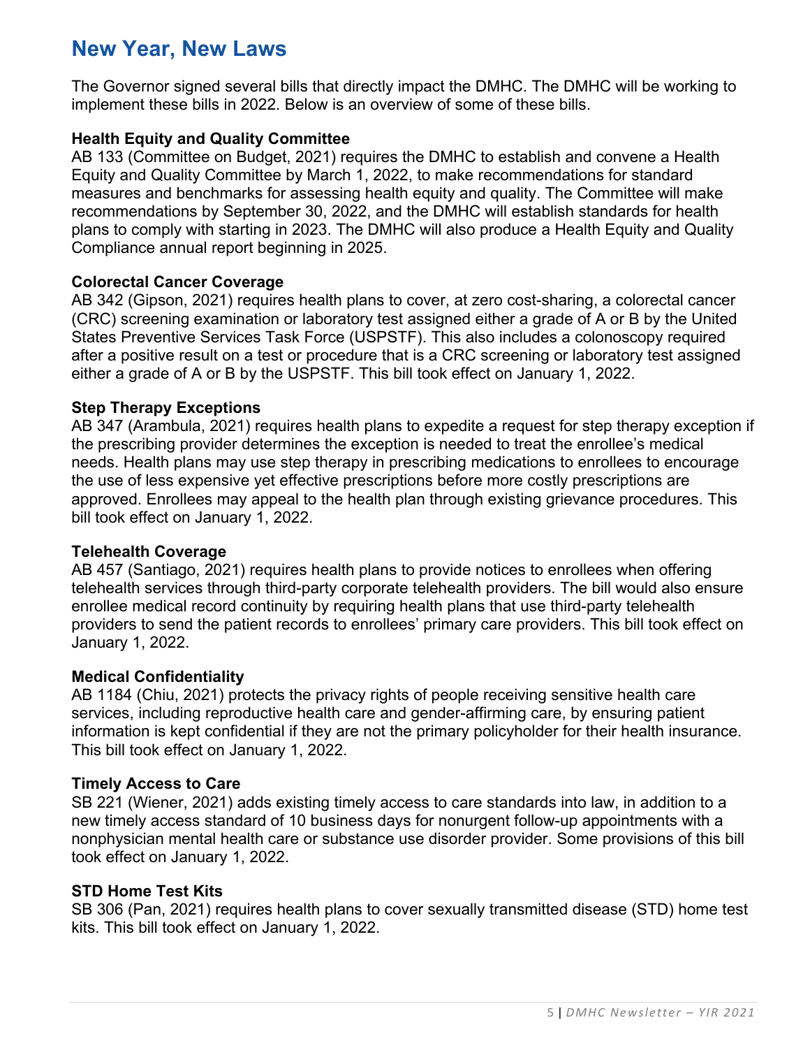# New Year, New Laws

The Governor signed several bills that directly impact the DMHC. The DMHC will be working to implement these bills in 2022. Below is an overview of some of these bills.

**Health Equity and Quality Committee**
AB 133 (Committee on Budget, 2021) requires the DMHC to establish and convene a Health Equity and Quality Committee by March 1, 2022, to make recommendations for standard measures and benchmarks for assessing health equity and quality. The Committee will make recommendations by September 30, 2022, and the DMHC will establish standards for health plans to comply with starting in 2023. The DMHC will also produce a Health Equity and Quality Compliance annual report beginning in 2025.

**Colorectal Cancer Coverage**
AB 342 (Gipson, 2021) requires health plans to cover, at zero cost-sharing, a colorectal cancer (CRC) screening examination or laboratory test assigned either a grade of A or B by the United States Preventive Services Task Force (USPSTF). This also includes a colonoscopy required after a positive result on a test or procedure that is a CRC screening or laboratory test assigned either a grade of A or B by the USPSTF. This bill took effect on January 1, 2022.

**Step Therapy Exceptions**
AB 347 (Arambula, 2021) requires health plans to expedite a request for step therapy exception if the prescribing provider determines the exception is needed to treat the enrollee's medical needs. Health plans may use step therapy in prescribing medications to enrollees to encourage the use of less expensive yet effective prescriptions before more costly prescriptions are approved. Enrollees may appeal to the health plan through existing grievance procedures. This bill took effect on January 1, 2022.

**Telehealth Coverage**
AB 457 (Santiago, 2021) requires health plans to provide notices to enrollees when offering telehealth services through third-party corporate telehealth providers. The bill would also ensure enrollee medical record continuity by requiring health plans that use third-party telehealth providers to send the patient records to enrollees' primary care providers. This bill took effect on January 1, 2022.

**Medical Confidentiality**
AB 1184 (Chiu, 2021) protects the privacy rights of people receiving sensitive health care services, including reproductive health care and gender-affirming care, by ensuring patient information is kept confidential if they are not the primary policyholder for their health insurance. This bill took effect on January 1, 2022.

**Timely Access to Care**
SB 221 (Wiener, 2021) adds existing timely access to care standards into law, in addition to a new timely access standard of 10 business days for nonurgent follow-up appointments with a nonphysician mental health care or substance use disorder provider. Some provisions of this bill took effect on January 1, 2022.

**STD Home Test Kits**
SB 306 (Pan, 2021) requires health plans to cover sexually transmitted disease (STD) home test kits. This bill took effect on January 1, 2022.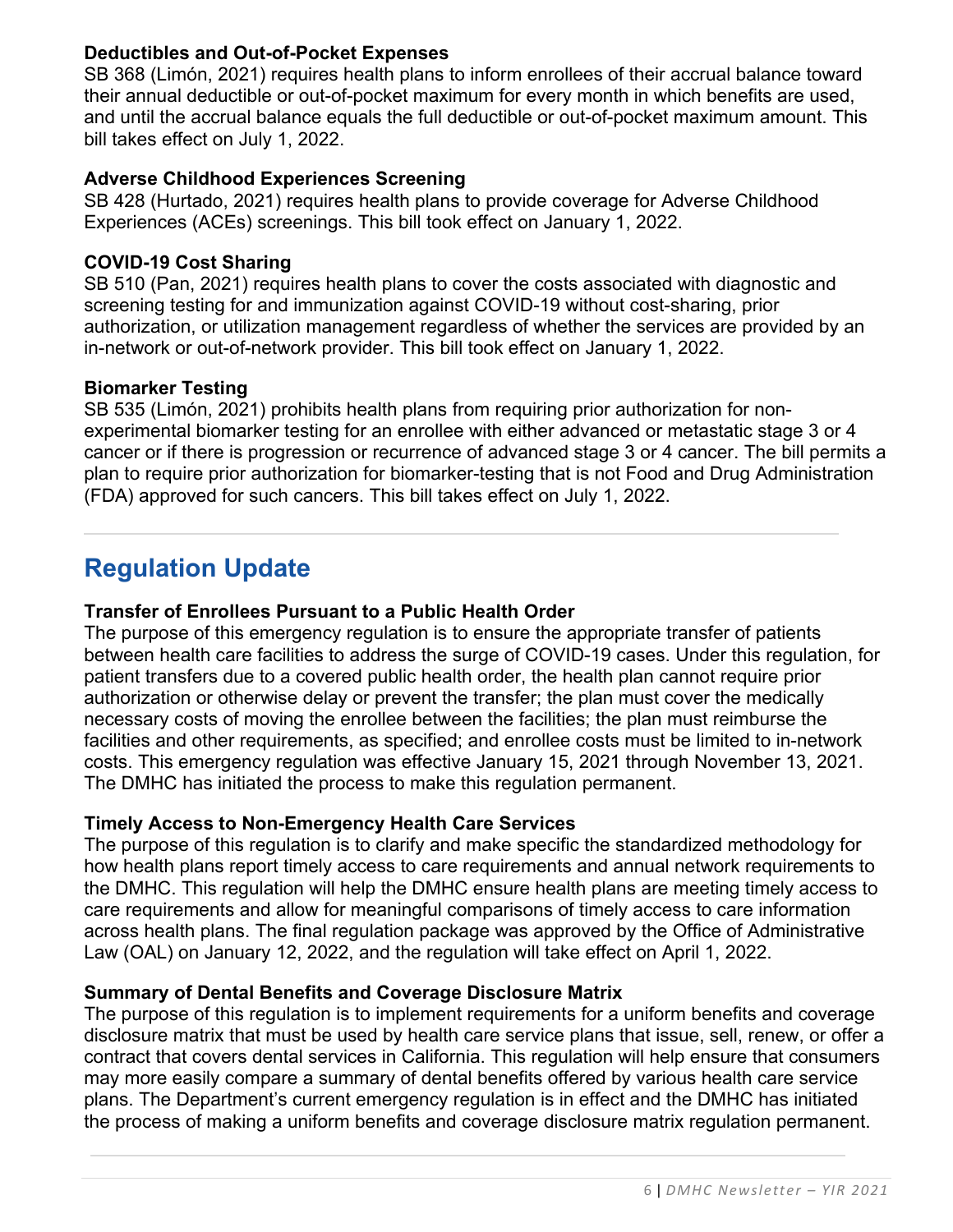### Deductibles and Out-of-Pocket Expenses

SB 368 (Limón, 2021) requires health plans to inform enrollees of their accrual balance toward their annual deductible or out-of-pocket maximum for every month in which benefits are used, and until the accrual balance equals the full deductible or out-of-pocket maximum amount. This bill takes effect on July 1, 2022.

### Adverse Childhood Experiences Screening

SB 428 (Hurtado, 2021) requires health plans to provide coverage for Adverse Childhood Experiences (ACEs) screenings. This bill took effect on January 1, 2022.

### COVID-19 Cost Sharing

SB 510 (Pan, 2021) requires health plans to cover the costs associated with diagnostic and screening testing for and immunization against COVID-19 without cost-sharing, prior authorization, or utilization management regardless of whether the services are provided by an in-network or out-of-network provider. This bill took effect on January 1, 2022.

### Biomarker Testing

SB 535 (Limón, 2021) prohibits health plans from requiring prior authorization for non-experimental biomarker testing for an enrollee with either advanced or metastatic stage 3 or 4 cancer or if there is progression or recurrence of advanced stage 3 or 4 cancer. The bill permits a plan to require prior authorization for biomarker-testing that is not Food and Drug Administration (FDA) approved for such cancers. This bill takes effect on July 1, 2022.

---

## Regulation Update

### Transfer of Enrollees Pursuant to a Public Health Order

The purpose of this emergency regulation is to ensure the appropriate transfer of patients between health care facilities to address the surge of COVID-19 cases. Under this regulation, for patient transfers due to a covered public health order, the health plan cannot require prior authorization or otherwise delay or prevent the transfer; the plan must cover the medically necessary costs of moving the enrollee between the facilities; the plan must reimburse the facilities and other requirements, as specified; and enrollee costs must be limited to in-network costs. This emergency regulation was effective January 15, 2021 through November 13, 2021. The DMHC has initiated the process to make this regulation permanent.

### Timely Access to Non-Emergency Health Care Services

The purpose of this regulation is to clarify and make specific the standardized methodology for how health plans report timely access to care requirements and annual network requirements to the DMHC. This regulation will help the DMHC ensure health plans are meeting timely access to care requirements and allow for meaningful comparisons of timely access to care information across health plans. The final regulation package was approved by the Office of Administrative Law (OAL) on January 12, 2022, and the regulation will take effect on April 1, 2022.

### Summary of Dental Benefits and Coverage Disclosure Matrix

The purpose of this regulation is to implement requirements for a uniform benefits and coverage disclosure matrix that must be used by health care service plans that issue, sell, renew, or offer a contract that covers dental services in California. This regulation will help ensure that consumers may more easily compare a summary of dental benefits offered by various health care service plans. The Department's current emergency regulation is in effect and the DMHC has initiated the process of making a uniform benefits and coverage disclosure matrix regulation permanent.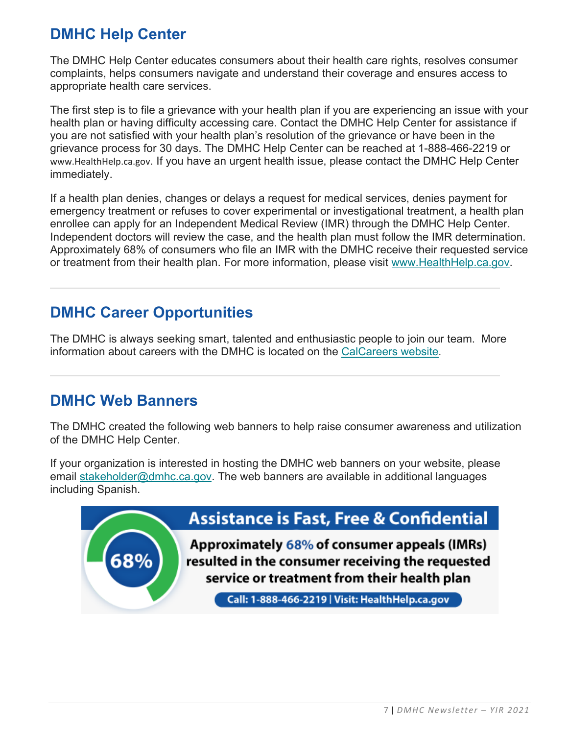## DMHC Help Center

The DMHC Help Center educates consumers about their health care rights, resolves consumer complaints, helps consumers navigate and understand their coverage and ensures access to appropriate health care services.

The first step is to file a grievance with your health plan if you are experiencing an issue with your health plan or having difficulty accessing care. Contact the DMHC Help Center for assistance if you are not satisfied with your health plan's resolution of the grievance or have been in the grievance process for 30 days. The DMHC Help Center can be reached at 1-888-466-2219 or www.HealthHelp.ca.gov. If you have an urgent health issue, please contact the DMHC Help Center immediately.

If a health plan denies, changes or delays a request for medical services, denies payment for emergency treatment or refuses to cover experimental or investigational treatment, a health plan enrollee can apply for an Independent Medical Review (IMR) through the DMHC Help Center. Independent doctors will review the case, and the health plan must follow the IMR determination. Approximately 68% of consumers who file an IMR with the DMHC receive their requested service or treatment from their health plan. For more information, please visit www.HealthHelp.ca.gov.

---

## DMHC Career Opportunities

The DMHC is always seeking smart, talented and enthusiastic people to join our team. More information about careers with the DMHC is located on the CalCareers website.

---

## DMHC Web Banners

The DMHC created the following web banners to help raise consumer awareness and utilization of the DMHC Help Center.

If your organization is interested in hosting the DMHC web banners on your website, please email stakeholder@dmhc.ca.gov. The web banners are available in additional languages including Spanish.

**Assistance is Fast, Free & Confidential**

68%

**Approximately 68% of consumer appeals (IMRs) resulted in the consumer receiving the requested service or treatment from their health plan**

**Call: 1-888-466-2219 | Visit: HealthHelp.ca.gov**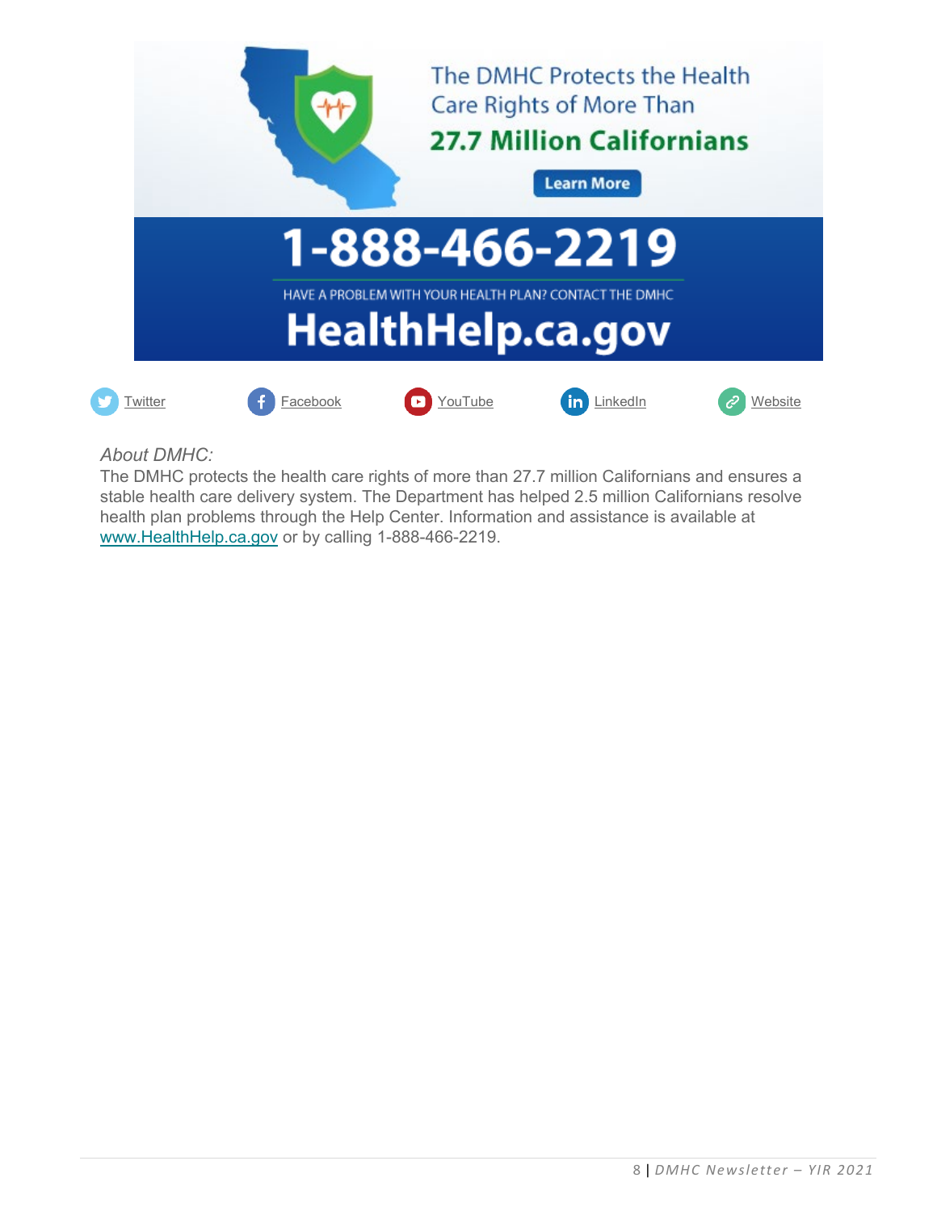The DMHC Protects the Health Care Rights of More Than

**27.7 Million Californians**

Learn More

**1-888-466-2219**

HAVE A PROBLEM WITH YOUR HEALTH PLAN? CONTACT THE DMHC

**HealthHelp.ca.gov**

Twitter | Facebook | YouTube | LinkedIn | Website

*About DMHC:*

The DMHC protects the health care rights of more than 27.7 million Californians and ensures a stable health care delivery system. The Department has helped 2.5 million Californians resolve health plan problems through the Help Center. Information and assistance is available at www.HealthHelp.ca.gov or by calling 1-888-466-2219.